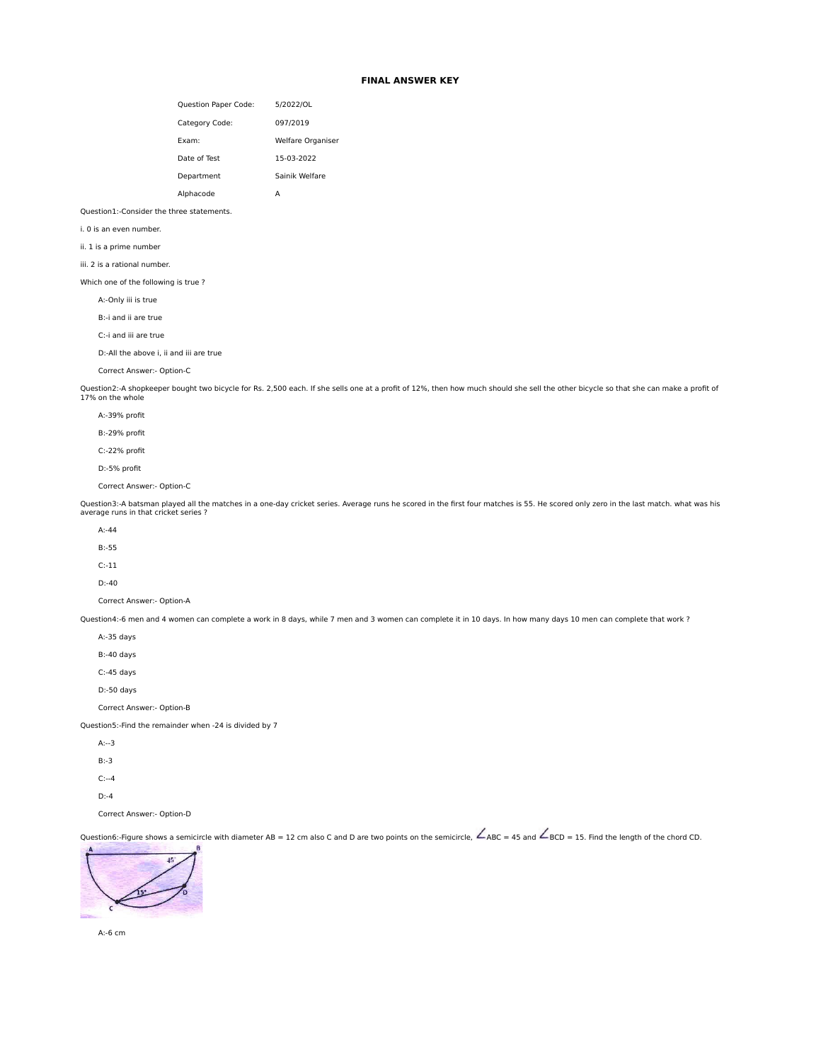# FINAL ANSWER KEY

| | |
|---|---|
| Question Paper Code: | 5/2022/OL |
| Category Code: | 097/2019 |
| Exam: | Welfare Organiser |
| Date of Test | 15-03-2022 |
| Department | Sainik Welfare |
| Alphacode | A |

Question1:-Consider the three statements.

i. 0 is an even number.

ii. 1 is a prime number

iii. 2 is a rational number.

Which one of the following is true ?

A:-Only iii is true

B:-i and ii are true

C:-i and iii are true

D:-All the above i, ii and iii are true

Correct Answer:- Option-C

Question2:-A shopkeeper bought two bicycle for Rs. 2,500 each. If she sells one at a profit of 12%, then how much should she sell the other bicycle so that she can make a profit of 17% on the whole

A:-39% profit

B:-29% profit

C:-22% profit

D:-5% profit

Correct Answer:- Option-C

Question3:-A batsman played all the matches in a one-day cricket series. Average runs he scored in the first four matches is 55. He scored only zero in the last match. what was his average runs in that cricket series ?

A:-44

B:-55

C:-11

D:-40

Correct Answer:- Option-A

Question4:-6 men and 4 women can complete a work in 8 days, while 7 men and 3 women can complete it in 10 days. In how many days 10 men can complete that work ?

A:-35 days

B:-40 days

C:-45 days

D:-50 days

Correct Answer:- Option-B

Question5:-Find the remainder when -24 is divided by 7

A:--3

B:-3

C:--4

D:-4

Correct Answer:- Option-D

Question6:-Figure shows a semicircle with diameter AB = 12 cm also C and D are two points on the semicircle, $\angle$ABC = 45 and $\angle$BCD = 15. Find the length of the chord CD.

A:-6 cm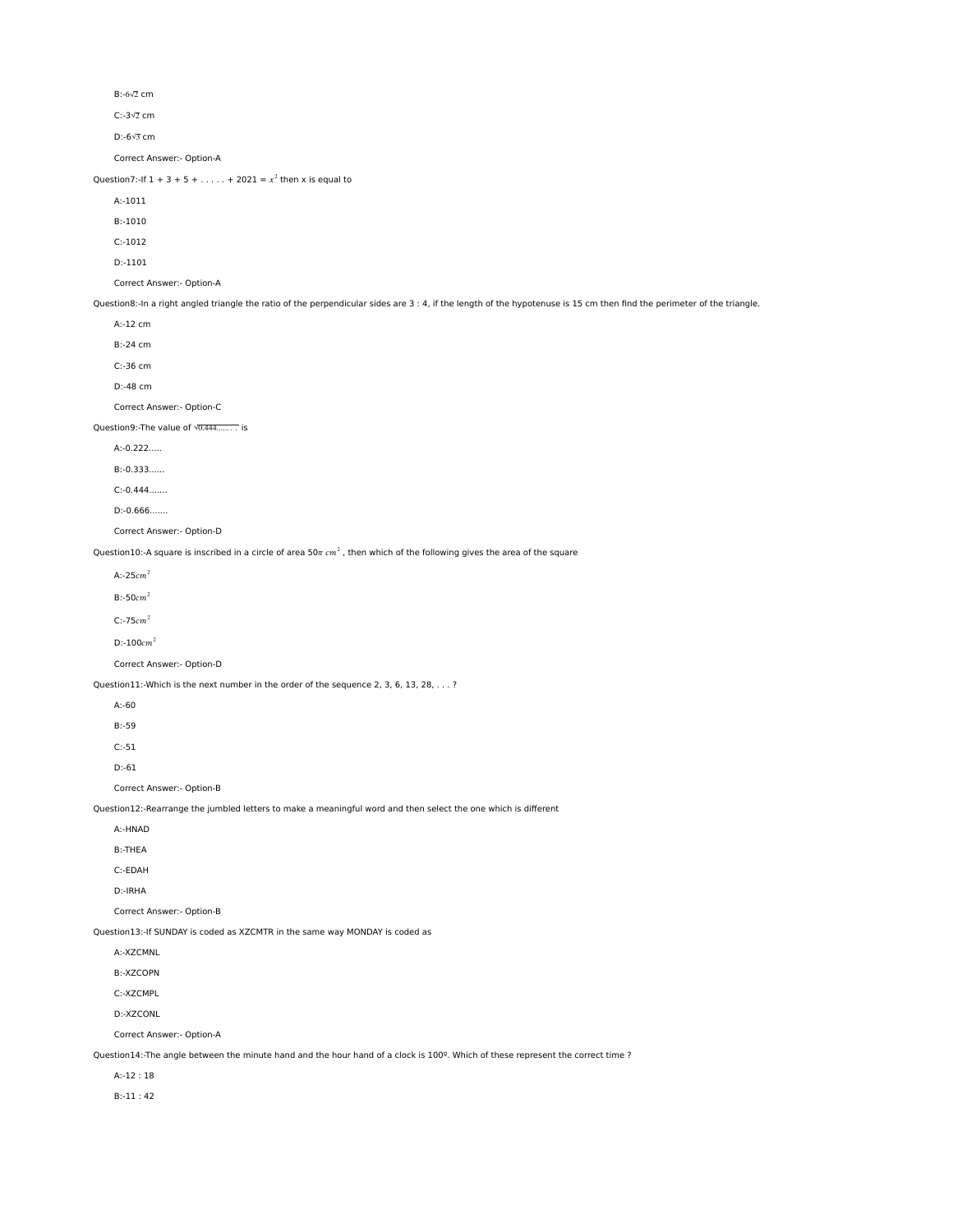B:-$6\sqrt{2}$ cm

C:-$3\sqrt{2}$ cm

D:-$6\sqrt{3}$ cm

Correct Answer:- Option-A

Question7:-If 1 + 3 + 5 + . . . . . + 2021 = $x^2$ then x is equal to

A:-1011

B:-1010

C:-1012

D:-1101

Correct Answer:- Option-A

Question8:-In a right angled triangle the ratio of the perpendicular sides are 3 : 4, if the length of the hypotenuse is 15 cm then find the perimeter of the triangle.

A:-12 cm

B:-24 cm

C:-36 cm

D:-48 cm

Correct Answer:- Option-C

Question9:-The value of $\sqrt{0.444......}$ is

A:-0.222.....

B:-0.333......

C:-0.444.......

D:-0.666.......

Correct Answer:- Option-D

Question10:-A square is inscribed in a circle of area $50\pi\ cm^2$ , then which of the following gives the area of the square

A:-25$cm^2$

B:-50$cm^2$

C:-75$cm^2$

D:-100$cm^2$

Correct Answer:- Option-D

Question11:-Which is the next number in the order of the sequence 2, 3, 6, 13, 28, . . . ?

A:-60

B:-59

C:-51

D:-61

Correct Answer:- Option-B

Question12:-Rearrange the jumbled letters to make a meaningful word and then select the one which is different

A:-HNAD

B:-THEA

C:-EDAH

D:-IRHA

Correct Answer:- Option-B

Question13:-If SUNDAY is coded as XZCMTR in the same way MONDAY is coded as

A:-XZCMNL

B:-XZCOPN

C:-XZCMPL

D:-XZCONL

Correct Answer:- Option-A

Question14:-The angle between the minute hand and the hour hand of a clock is 100º. Which of these represent the correct time ?

A:-12 : 18

B:-11 : 42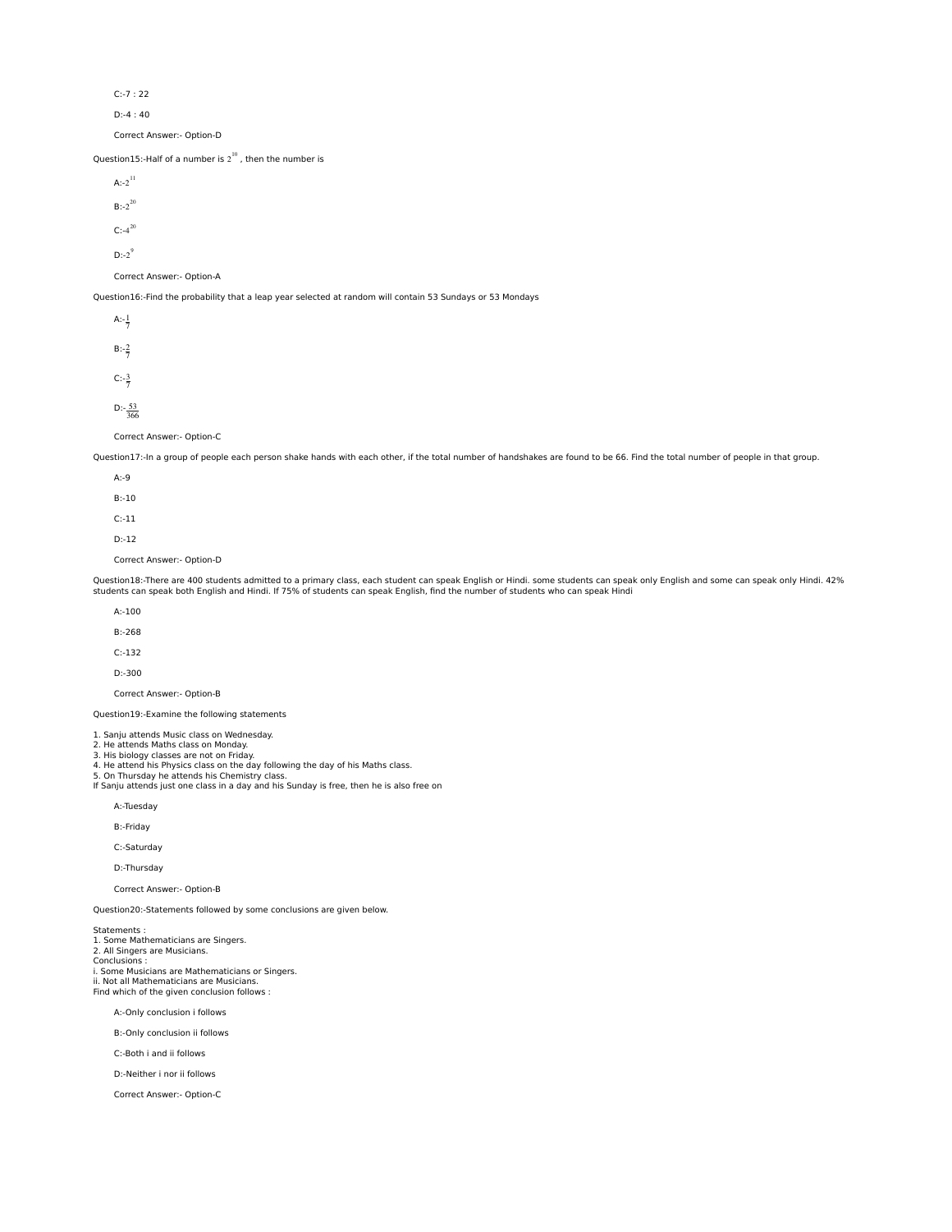C:-7 : 22

D:-4 : 40

Correct Answer:- Option-D

Question15:-Half of a number is $2^{10}$ , then the number is

A:-$2^{11}$

B:-$2^{20}$

C:-$4^{20}$

D:-$2^{9}$

Correct Answer:- Option-A

Question16:-Find the probability that a leap year selected at random will contain 53 Sundays or 53 Mondays

A:-$\frac{1}{7}$

B:-$\frac{2}{7}$

C:-$\frac{3}{7}$

D:-$\frac{53}{366}$

Correct Answer:- Option-C

Question17:-In a group of people each person shake hands with each other, if the total number of handshakes are found to be 66. Find the total number of people in that group.

A:-9

B:-10

C:-11

D:-12

Correct Answer:- Option-D

Question18:-There are 400 students admitted to a primary class, each student can speak English or Hindi. some students can speak only English and some can speak only Hindi. 42% students can speak both English and Hindi. If 75% of students can speak English, find the number of students who can speak Hindi

A:-100

B:-268

C:-132

D:-300

Correct Answer:- Option-B

Question19:-Examine the following statements

1. Sanju attends Music class on Wednesday.
2. He attends Maths class on Monday.
3. His biology classes are not on Friday.
4. He attend his Physics class on the day following the day of his Maths class.
5. On Thursday he attends his Chemistry class.

If Sanju attends just one class in a day and his Sunday is free, then he is also free on

A:-Tuesday

B:-Friday

C:-Saturday

D:-Thursday

Correct Answer:- Option-B

Question20:-Statements followed by some conclusions are given below.

Statements :
1. Some Mathematicians are Singers.
2. All Singers are Musicians.

Conclusions :
i. Some Musicians are Mathematicians or Singers.
ii. Not all Mathematicians are Musicians.

Find which of the given conclusion follows :

A:-Only conclusion i follows

B:-Only conclusion ii follows

C:-Both i and ii follows

D:-Neither i nor ii follows

Correct Answer:- Option-C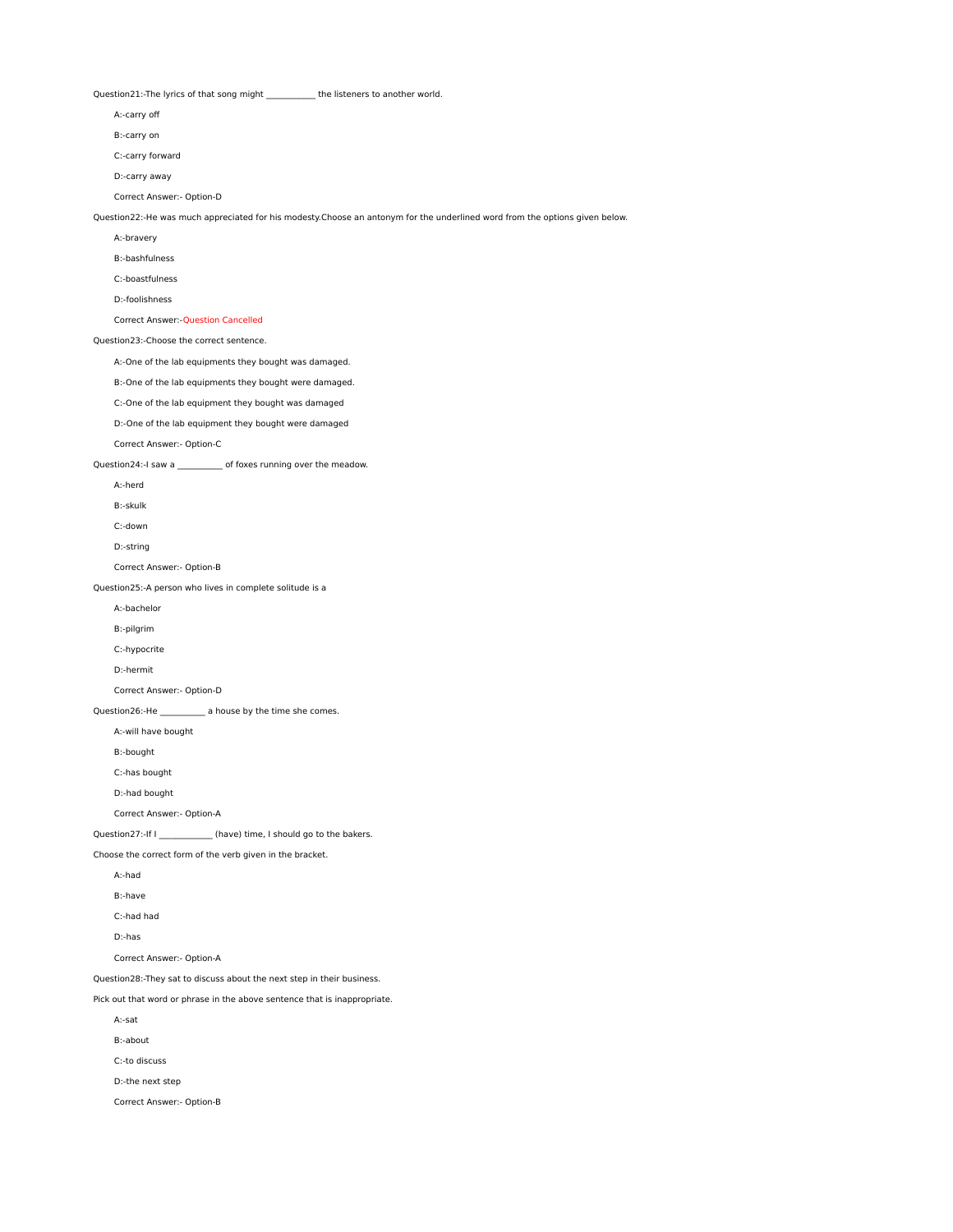Question21:-The lyrics of that song might ___________ the listeners to another world.

A:-carry off

B:-carry on

C:-carry forward

D:-carry away

Correct Answer:- Option-D

Question22:-He was much appreciated for his modesty.Choose an antonym for the underlined word from the options given below.

A:-bravery

B:-bashfulness

C:-boastfulness

D:-foolishness

Correct Answer:-Question Cancelled

Question23:-Choose the correct sentence.

A:-One of the lab equipments they bought was damaged.

B:-One of the lab equipments they bought were damaged.

C:-One of the lab equipment they bought was damaged

D:-One of the lab equipment they bought were damaged

Correct Answer:- Option-C

Question24:-I saw a __________ of foxes running over the meadow.

A:-herd

B:-skulk

C:-down

D:-string

Correct Answer:- Option-B

Question25:-A person who lives in complete solitude is a

A:-bachelor

B:-pilgrim

C:-hypocrite

D:-hermit

Correct Answer:- Option-D

Question26:-He __________ a house by the time she comes.

A:-will have bought

B:-bought

C:-has bought

D:-had bought

Correct Answer:- Option-A

Question27:-If I ____________ (have) time, I should go to the bakers.

Choose the correct form of the verb given in the bracket.

A:-had

B:-have

C:-had had

D:-has

Correct Answer:- Option-A

Question28:-They sat to discuss about the next step in their business.

Pick out that word or phrase in the above sentence that is inappropriate.

A:-sat

B:-about

C:-to discuss

D:-the next step

Correct Answer:- Option-B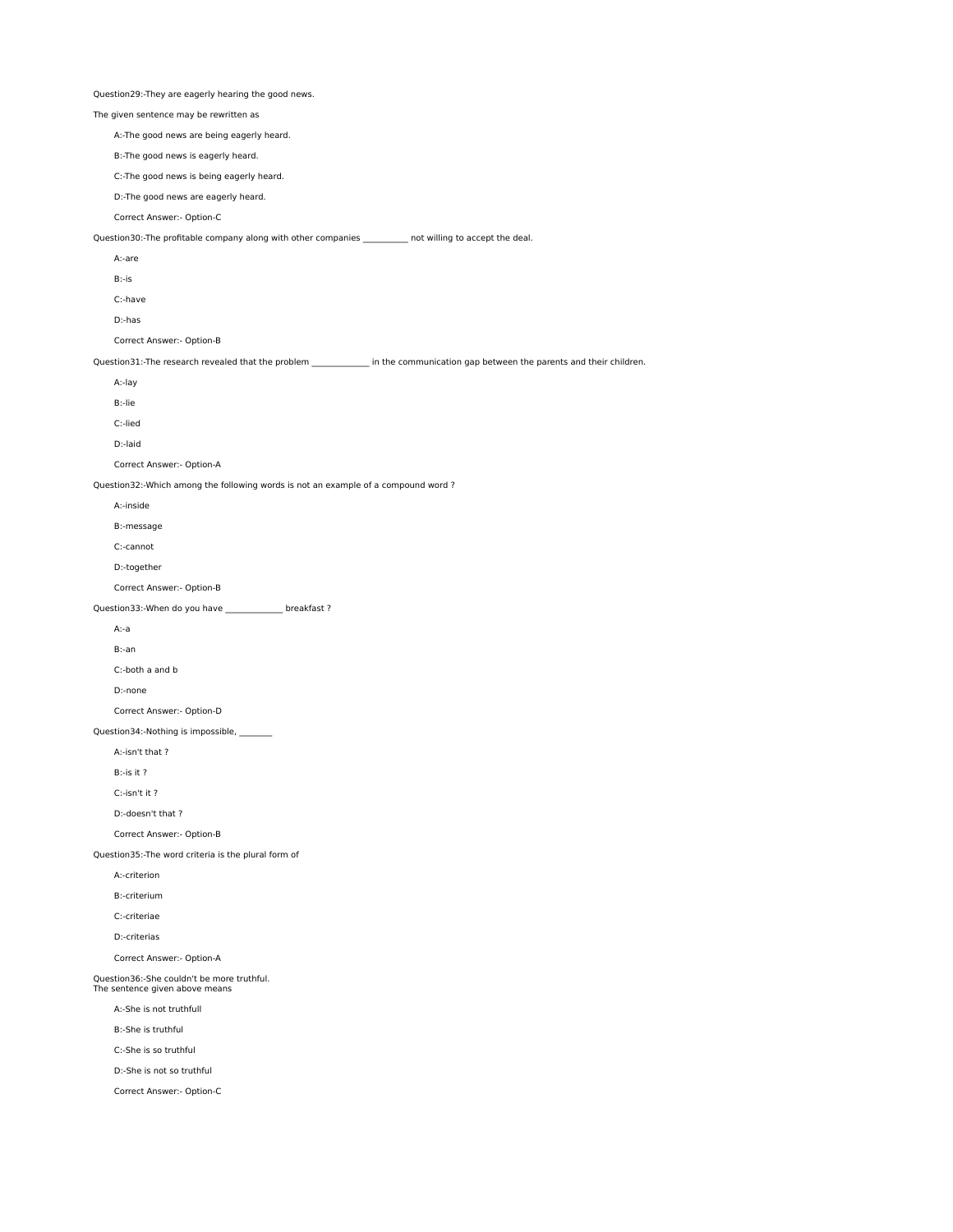Question29:-They are eagerly hearing the good news.

The given sentence may be rewritten as

A:-The good news are being eagerly heard.

B:-The good news is eagerly heard.

C:-The good news is being eagerly heard.

D:-The good news are eagerly heard.

Correct Answer:- Option-C

Question30:-The profitable company along with other companies __________ not willing to accept the deal.

A:-are

B:-is

C:-have

D:-has

Correct Answer:- Option-B

Question31:-The research revealed that the problem _____________ in the communication gap between the parents and their children.

A:-lay

B:-lie

C:-lied

D:-laid

Correct Answer:- Option-A

Question32:-Which among the following words is not an example of a compound word ?

A:-inside

B:-message

C:-cannot

D:-together

Correct Answer:- Option-B

Question33:-When do you have _____________ breakfast ?

A:-a

B:-an

C:-both a and b

D:-none

Correct Answer:- Option-D

Question34:-Nothing is impossible, _______

A:-isn't that ?

B:-is it ?

C:-isn't it ?

D:-doesn't that ?

Correct Answer:- Option-B

Question35:-The word criteria is the plural form of

A:-criterion

B:-criterium

C:-criteriae

D:-criterias

Correct Answer:- Option-A

Question36:-She couldn't be more truthful.
The sentence given above means

A:-She is not truthfull

B:-She is truthful

C:-She is so truthful

D:-She is not so truthful

Correct Answer:- Option-C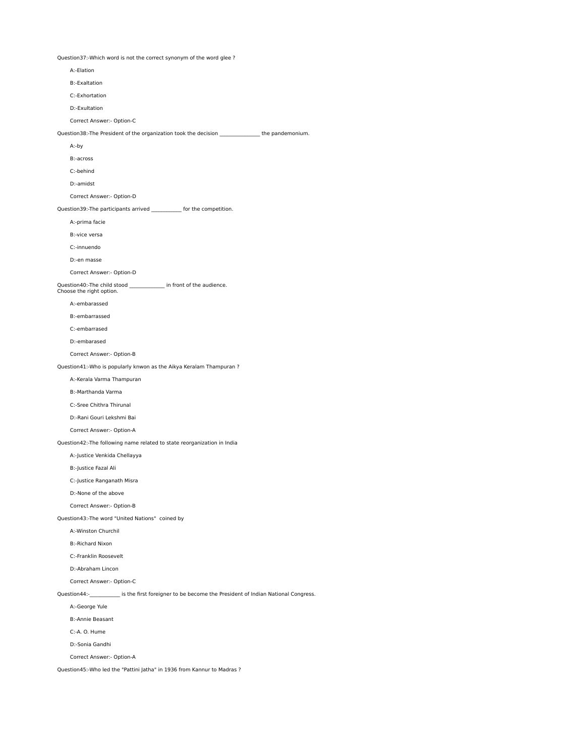Question37:-Which word is not the correct synonym of the word glee ?

A:-Elation

B:-Exaltation

C:-Exhortation

D:-Exultation

Correct Answer:- Option-C

Question38:-The President of the organization took the decision _______________ the pandemonium.

A:-by

B:-across

C:-behind

D:-amidst

Correct Answer:- Option-D

Question39:-The participants arrived ___________ for the competition.

A:-prima facie

B:-vice versa

C:-innuendo

D:-en masse

Correct Answer:- Option-D

Question40:-The child stood _____________ in front of the audience.
Choose the right option.

A:-embarassed

B:-embarrassed

C:-embarrased

D:-embarased

Correct Answer:- Option-B

Question41:-Who is popularly knwon as the Aikya Keralam Thampuran ?

A:-Kerala Varma Thampuran

B:-Marthanda Varma

C:-Sree Chithra Thirunal

D:-Rani Gouri Lekshmi Bai

Correct Answer:- Option-A

Question42:-The following name related to state reorganization in India

A:-Justice Venkida Chellayya

B:-Justice Fazal Ali

C:-Justice Ranganath Misra

D:-None of the above

Correct Answer:- Option-B

Question43:-The word "United Nations" coined by

A:-Winston Churchil

B:-Richard Nixon

C:-Franklin Roosevelt

D:-Abraham Lincon

Correct Answer:- Option-C

Question44:-___________ is the first foreigner to be become the President of Indian National Congress.

A:-George Yule

B:-Annie Beasant

C:-A. O. Hume

D:-Sonia Gandhi

Correct Answer:- Option-A

Question45:-Who led the "Pattini Jatha" in 1936 from Kannur to Madras ?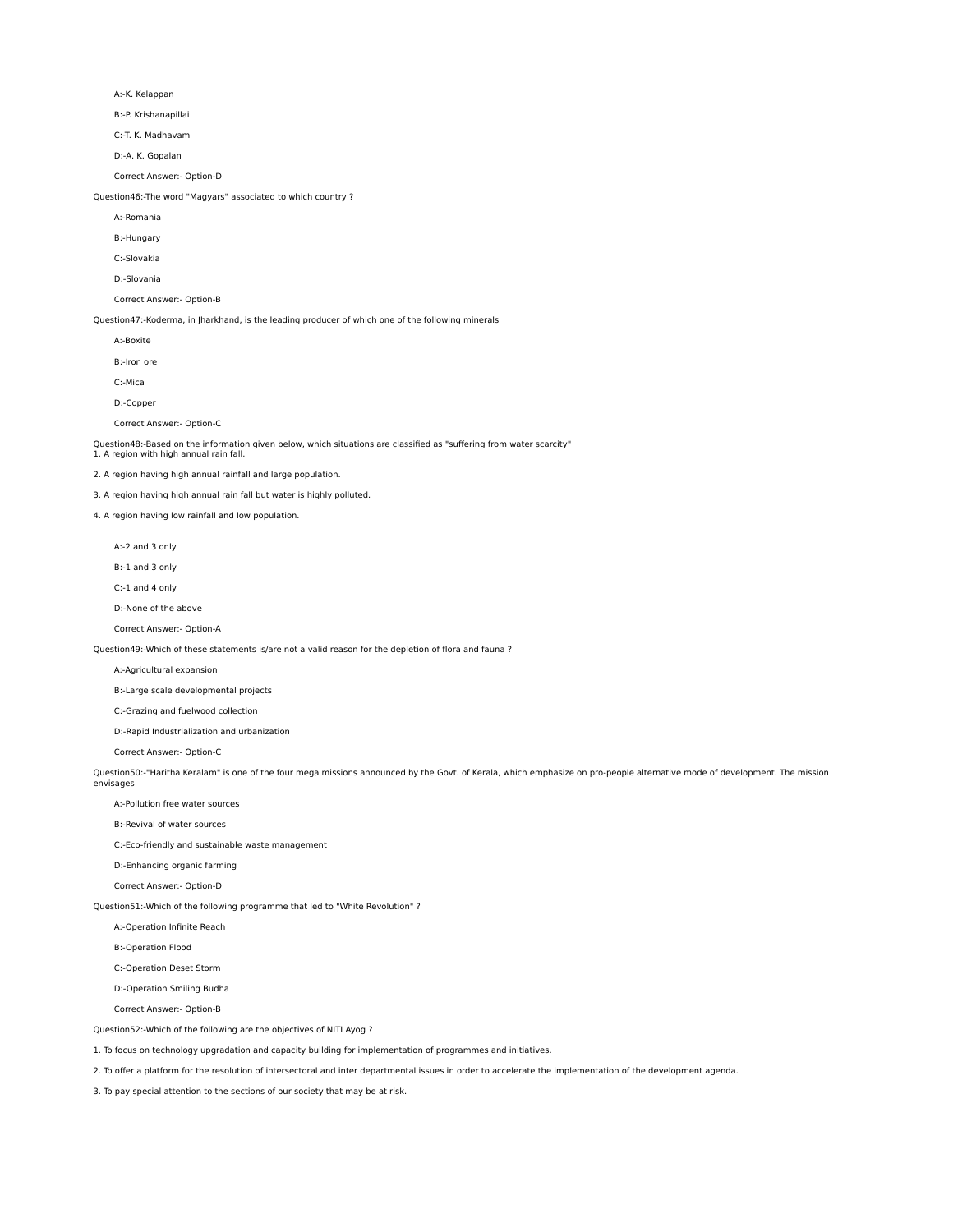A:-K. Kelappan

B:-P. Krishanapillai

C:-T. K. Madhavam

D:-A. K. Gopalan

Correct Answer:- Option-D

Question46:-The word "Magyars" associated to which country ?

A:-Romania

B:-Hungary

C:-Slovakia

D:-Slovania

Correct Answer:- Option-B

Question47:-Koderma, in Jharkhand, is the leading producer of which one of the following minerals

A:-Boxite

B:-Iron ore

C:-Mica

D:-Copper

Correct Answer:- Option-C

Question48:-Based on the information given below, which situations are classified as "suffering from water scarcity"
1. A region with high annual rain fall.

2. A region having high annual rainfall and large population.

3. A region having high annual rain fall but water is highly polluted.

4. A region having low rainfall and low population.

A:-2 and 3 only

B:-1 and 3 only

C:-1 and 4 only

D:-None of the above

Correct Answer:- Option-A

Question49:-Which of these statements is/are not a valid reason for the depletion of flora and fauna ?

A:-Agricultural expansion

B:-Large scale developmental projects

C:-Grazing and fuelwood collection

D:-Rapid Industrialization and urbanization

Correct Answer:- Option-C

Question50:-"Haritha Keralam" is one of the four mega missions announced by the Govt. of Kerala, which emphasize on pro-people alternative mode of development. The mission envisages

A:-Pollution free water sources

B:-Revival of water sources

C:-Eco-friendly and sustainable waste management

D:-Enhancing organic farming

Correct Answer:- Option-D

Question51:-Which of the following programme that led to "White Revolution" ?

A:-Operation Infinite Reach

B:-Operation Flood

C:-Operation Deset Storm

D:-Operation Smiling Budha

Correct Answer:- Option-B

Question52:-Which of the following are the objectives of NITI Ayog ?

1. To focus on technology upgradation and capacity building for implementation of programmes and initiatives.

2. To offer a platform for the resolution of intersectoral and inter departmental issues in order to accelerate the implementation of the development agenda.

3. To pay special attention to the sections of our society that may be at risk.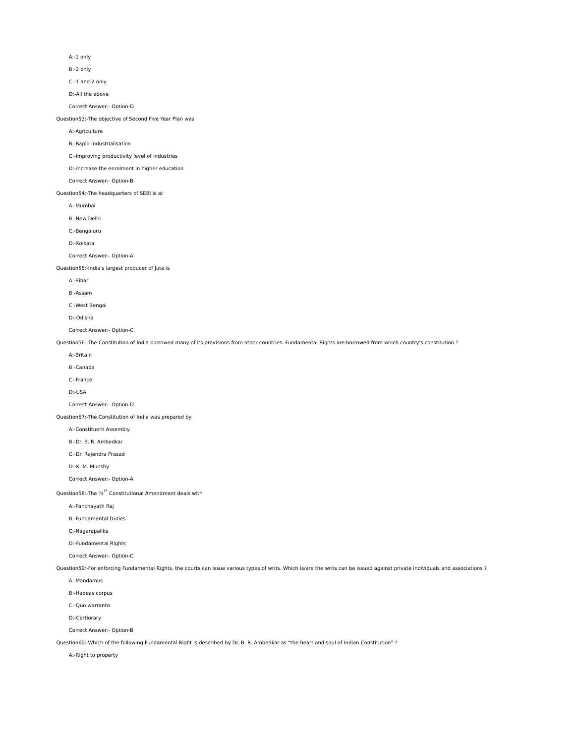A:-1 only

B:-2 only

C:-1 and 2 only

D:-All the above

Correct Answer:- Option-D

Question53:-The objective of Second Five Year Plan was

A:-Agriculture

B:-Rapid industrialisation

C:-Improving productivity level of industries

D:-Increase the enrolment in higher education

Correct Answer:- Option-B

Question54:-The headquarters of SEBI is at

A:-Mumbai

B:-New Delhi

C:-Bengaluru

D:-Kolkata

Correct Answer:- Option-A

Question55:-India's largest producer of Jute is

A:-Bihar

B:-Assam

C:-West Bengal

D:-Odisha

Correct Answer:- Option-C

Question56:-The Constitution of India borrowed many of its provisions from other countries. Fundamental Rights are borrowed from which country's constitution ?

A:-Britain

B:-Canada

C:-France

D:-USA

Correct Answer:- Option-D

Question57:-The Constitution of India was prepared by

A:-Constituent Assembly

B:-Dr. B. R. Ambedkar

C:-Dr. Rajendra Prasad

D:-K. M. Munshy

Correct Answer:- Option-A

Question58:-The $74^{th}$ Constitutional Amendment deals with

A:-Panchayath Raj

B:-Fundamental Duties

C:-Nagarapalika

D:-Fundamental Rights

Correct Answer:- Option-C

Question59:-For enforcing Fundamental Rights, the courts can issue various types of writs. Which is/are the writs can be issued against private individuals and associations ?

A:-Mandamus

B:-Habeas corpus

C:-Quo warranto

D:-Certiorary

Correct Answer:- Option-B

Question60:-Which of the following Fundamental Right is described by Dr. B. R. Ambedkar as "the heart and soul of Indian Constitution" ?

A:-Right to property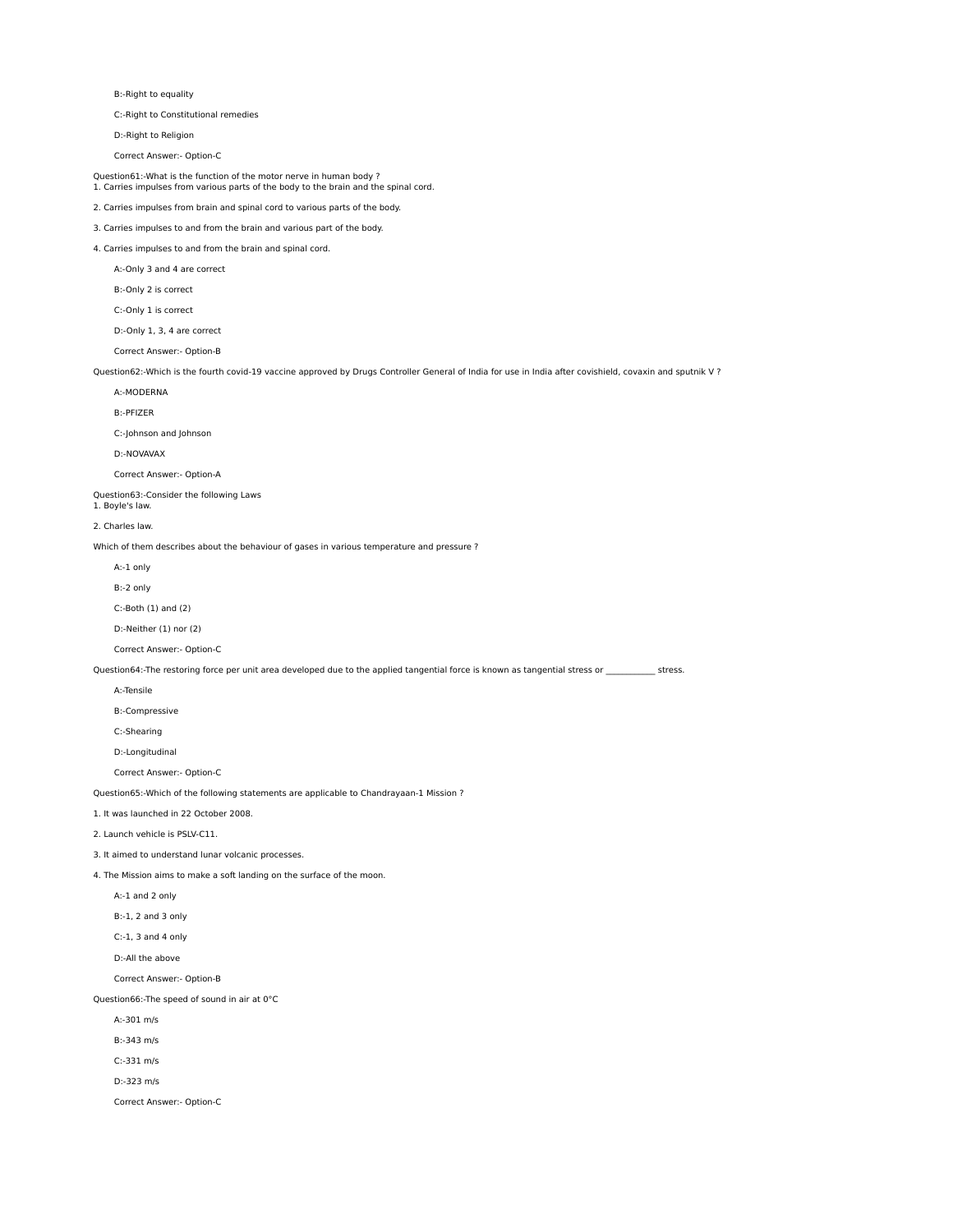B:-Right to equality

C:-Right to Constitutional remedies

D:-Right to Religion

Correct Answer:- Option-C

Question61:-What is the function of the motor nerve in human body ?
1. Carries impulses from various parts of the body to the brain and the spinal cord.

2. Carries impulses from brain and spinal cord to various parts of the body.

3. Carries impulses to and from the brain and various part of the body.

4. Carries impulses to and from the brain and spinal cord.

A:-Only 3 and 4 are correct

B:-Only 2 is correct

C:-Only 1 is correct

D:-Only 1, 3, 4 are correct

Correct Answer:- Option-B

Question62:-Which is the fourth covid-19 vaccine approved by Drugs Controller General of India for use in India after covishield, covaxin and sputnik V ?

A:-MODERNA

B:-PFIZER

C:-Johnson and Johnson

D:-NOVAVAX

Correct Answer:- Option-A

Question63:-Consider the following Laws
1. Boyle's law.

2. Charles law.

Which of them describes about the behaviour of gases in various temperature and pressure ?

A:-1 only

B:-2 only

C:-Both (1) and (2)

D:-Neither (1) nor (2)

Correct Answer:- Option-C

Question64:-The restoring force per unit area developed due to the applied tangential force is known as tangential stress or ___________ stress.

A:-Tensile

B:-Compressive

C:-Shearing

D:-Longitudinal

Correct Answer:- Option-C

Question65:-Which of the following statements are applicable to Chandrayaan-1 Mission ?

1. It was launched in 22 October 2008.

2. Launch vehicle is PSLV-C11.

3. It aimed to understand lunar volcanic processes.

4. The Mission aims to make a soft landing on the surface of the moon.

A:-1 and 2 only

B:-1, 2 and 3 only

C:-1, 3 and 4 only

D:-All the above

Correct Answer:- Option-B

Question66:-The speed of sound in air at 0°C

A:-301 m/s

B:-343 m/s

C:-331 m/s

D:-323 m/s

Correct Answer:- Option-C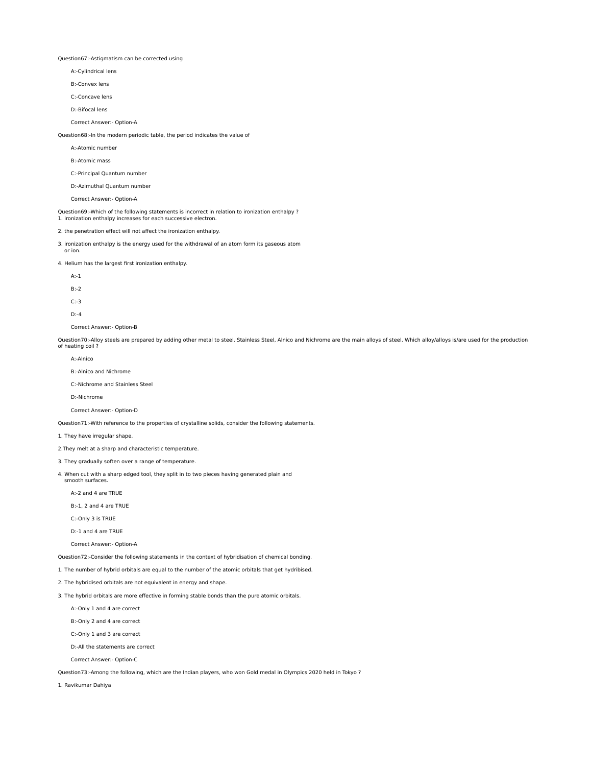Question67:-Astigmatism can be corrected using

A:-Cylindrical lens

B:-Convex lens

C:-Concave lens

D:-Bifocal lens

Correct Answer:- Option-A

Question68:-In the modern periodic table, the period indicates the value of

A:-Atomic number

B:-Atomic mass

C:-Principal Quantum number

D:-Azimuthal Quantum number

Correct Answer:- Option-A

Question69:-Which of the following statements is incorrect in relation to ironization enthalpy ?

1. ironization enthalpy increases for each successive electron.

2. the penetration effect will not affect the ironization enthalpy.

3. ironization enthalpy is the energy used for the withdrawal of an atom form its gaseous atom or ion.

4. Helium has the largest first ironization enthalpy.

A:-1

B:-2

C:-3

D:-4

Correct Answer:- Option-B

Question70:-Alloy steels are prepared by adding other metal to steel. Stainless Steel, Alnico and Nichrome are the main alloys of steel. Which alloy/alloys is/are used for the production of heating coil ?

A:-Alnico

B:-Alnico and Nichrome

C:-Nichrome and Stainless Steel

D:-Nichrome

Correct Answer:- Option-D

Question71:-With reference to the properties of crystalline solids, consider the following statements.

1. They have irregular shape.

2.They melt at a sharp and characteristic temperature.

3. They gradually soften over a range of temperature.

4. When cut with a sharp edged tool, they split in to two pieces having generated plain and smooth surfaces.

A:-2 and 4 are TRUE

B:-1, 2 and 4 are TRUE

C:-Only 3 is TRUE

D:-1 and 4 are TRUE

Correct Answer:- Option-A

Question72:-Consider the following statements in the context of hybridisation of chemical bonding.

1. The number of hybrid orbitals are equal to the number of the atomic orbitals that get hydribised.

2. The hybridised orbitals are not equivalent in energy and shape.

3. The hybrid orbitals are more effective in forming stable bonds than the pure atomic orbitals.

A:-Only 1 and 4 are correct

B:-Only 2 and 4 are correct

C:-Only 1 and 3 are correct

D:-All the statements are correct

Correct Answer:- Option-C

Question73:-Among the following, which are the Indian players, who won Gold medal in Olympics 2020 held in Tokyo ?

1. Ravikumar Dahiya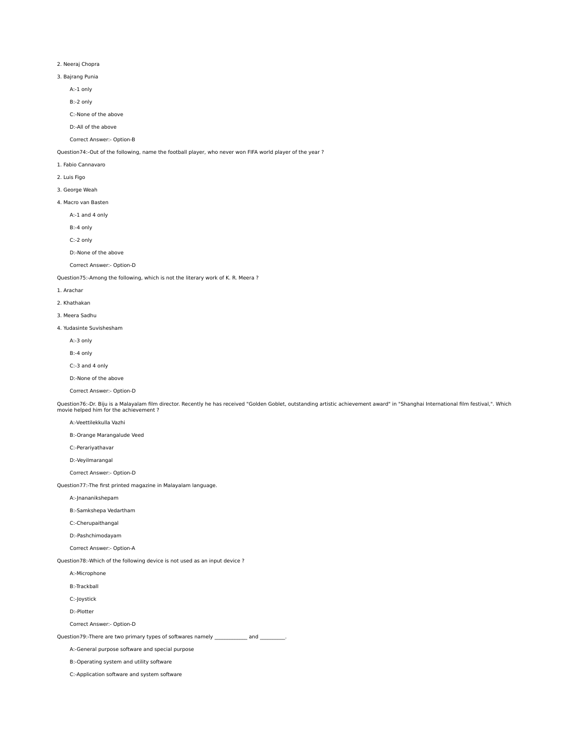2. Neeraj Chopra

3. Bajrang Punia

A:-1 only

B:-2 only

C:-None of the above

D:-All of the above

Correct Answer:- Option-B

Question74:-Out of the following, name the football player, who never won FIFA world player of the year ?

1. Fabio Cannavaro

2. Luis Figo

3. George Weah

4. Macro van Basten

A:-1 and 4 only

B:-4 only

C:-2 only

D:-None of the above

Correct Answer:- Option-D

Question75:-Among the following, which is not the literary work of K. R. Meera ?

1. Arachar

2. Khathakan

3. Meera Sadhu

4. Yudasinte Suvishesham

A:-3 only

B:-4 only

C:-3 and 4 only

D:-None of the above

Correct Answer:- Option-D

Question76:-Dr. Biju is a Malayalam film director. Recently he has received "Golden Goblet, outstanding artistic achievement award" in "Shanghai International film festival,". Which movie helped him for the achievement ?

A:-Veettilekkulla Vazhi

B:-Orange Marangalude Veed

C:-Perariyathavar

D:-Veyilmarangal

Correct Answer:- Option-D

Question77:-The first printed magazine in Malayalam language.

A:-Jnananikshepam

B:-Samkshepa Vedartham

C:-Cherupaithangal

D:-Pashchimodayam

Correct Answer:- Option-A

Question78:-Which of the following device is not used as an input device ?

A:-Microphone

B:-Trackball

C:-Joystick

D:-Plotter

Correct Answer:- Option-D

Question79:-There are two primary types of softwares namely ____________ and _________.

A:-General purpose software and special purpose

B:-Operating system and utility software

C:-Application software and system software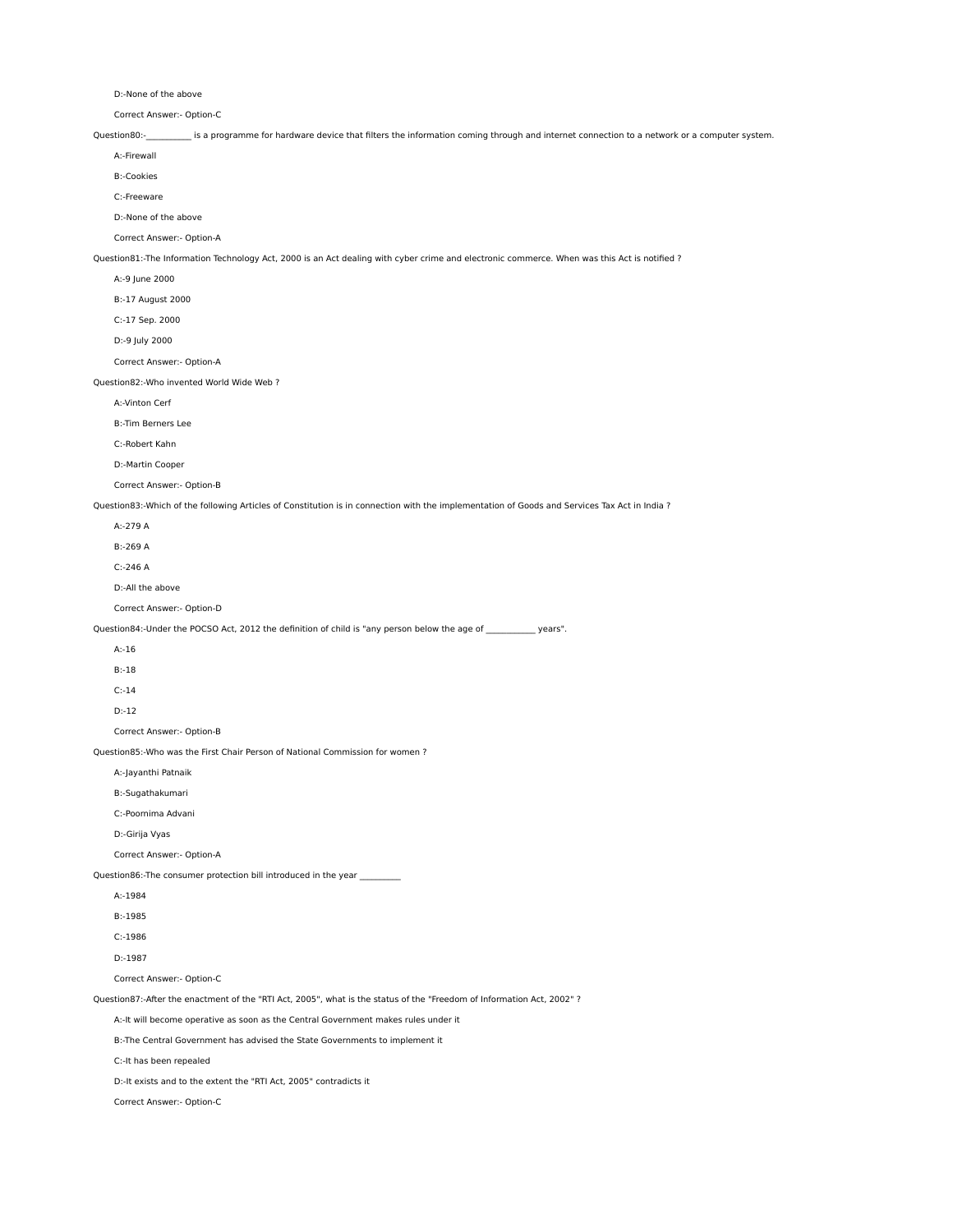D:-None of the above

Correct Answer:- Option-C

Question80:-__________ is a programme for hardware device that filters the information coming through and internet connection to a network or a computer system.

A:-Firewall

B:-Cookies

C:-Freeware

D:-None of the above

Correct Answer:- Option-A

Question81:-The Information Technology Act, 2000 is an Act dealing with cyber crime and electronic commerce. When was this Act is notified ?

A:-9 June 2000

B:-17 August 2000

C:-17 Sep. 2000

D:-9 July 2000

Correct Answer:- Option-A

Question82:-Who invented World Wide Web ?

A:-Vinton Cerf

B:-Tim Berners Lee

C:-Robert Kahn

D:-Martin Cooper

Correct Answer:- Option-B

Question83:-Which of the following Articles of Constitution is in connection with the implementation of Goods and Services Tax Act in India ?

A:-279 A

B:-269 A

C:-246 A

D:-All the above

Correct Answer:- Option-D

Question84:-Under the POCSO Act, 2012 the definition of child is "any person below the age of __________ years".

A:-16

B:-18

C:-14

D:-12

Correct Answer:- Option-B

Question85:-Who was the First Chair Person of National Commission for women ?

A:-Jayanthi Patnaik

B:-Sugathakumari

C:-Poornima Advani

D:-Girija Vyas

Correct Answer:- Option-A

Question86:-The consumer protection bill introduced in the year _________

A:-1984

B:-1985

C:-1986

D:-1987

Correct Answer:- Option-C

Question87:-After the enactment of the "RTI Act, 2005", what is the status of the "Freedom of Information Act, 2002" ?

A:-It will become operative as soon as the Central Government makes rules under it

B:-The Central Government has advised the State Governments to implement it

C:-It has been repealed

D:-It exists and to the extent the "RTI Act, 2005" contradicts it

Correct Answer:- Option-C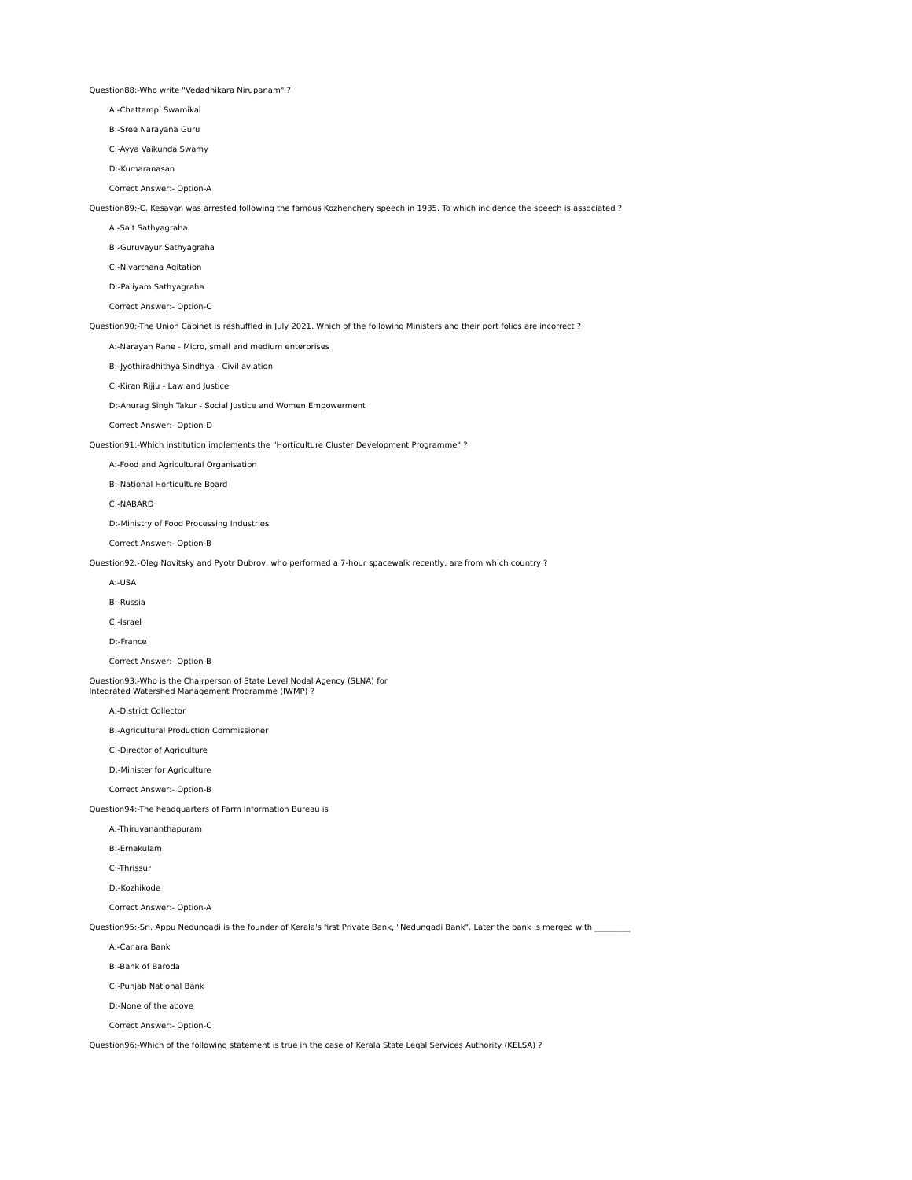Question88:-Who write "Vedadhikara Nirupanam" ?

A:-Chattampi Swamikal

B:-Sree Narayana Guru

C:-Ayya Vaikunda Swamy

D:-Kumaranasan

Correct Answer:- Option-A

Question89:-C. Kesavan was arrested following the famous Kozhenchery speech in 1935. To which incidence the speech is associated ?

A:-Salt Sathyagraha

B:-Guruvayur Sathyagraha

C:-Nivarthana Agitation

D:-Paliyam Sathyagraha

Correct Answer:- Option-C

Question90:-The Union Cabinet is reshuffled in July 2021. Which of the following Ministers and their port folios are incorrect ?

A:-Narayan Rane - Micro, small and medium enterprises

B:-Jyothiradhithya Sindhya - Civil aviation

C:-Kiran Rijju - Law and Justice

D:-Anurag Singh Takur - Social Justice and Women Empowerment

Correct Answer:- Option-D

Question91:-Which institution implements the "Horticulture Cluster Development Programme" ?

A:-Food and Agricultural Organisation

B:-National Horticulture Board

C:-NABARD

D:-Ministry of Food Processing Industries

Correct Answer:- Option-B

Question92:-Oleg Novitsky and Pyotr Dubrov, who performed a 7-hour spacewalk recently, are from which country ?

A:-USA

B:-Russia

C:-Israel

D:-France

Correct Answer:- Option-B

Question93:-Who is the Chairperson of State Level Nodal Agency (SLNA) for Integrated Watershed Management Programme (IWMP) ?

A:-District Collector

B:-Agricultural Production Commissioner

C:-Director of Agriculture

D:-Minister for Agriculture

Correct Answer:- Option-B

Question94:-The headquarters of Farm Information Bureau is

A:-Thiruvananthapuram

B:-Ernakulam

C:-Thrissur

D:-Kozhikode

Correct Answer:- Option-A

Question95:-Sri. Appu Nedungadi is the founder of Kerala's first Private Bank, "Nedungadi Bank". Later the bank is merged with _________

A:-Canara Bank

B:-Bank of Baroda

C:-Punjab National Bank

D:-None of the above

Correct Answer:- Option-C

Question96:-Which of the following statement is true in the case of Kerala State Legal Services Authority (KELSA) ?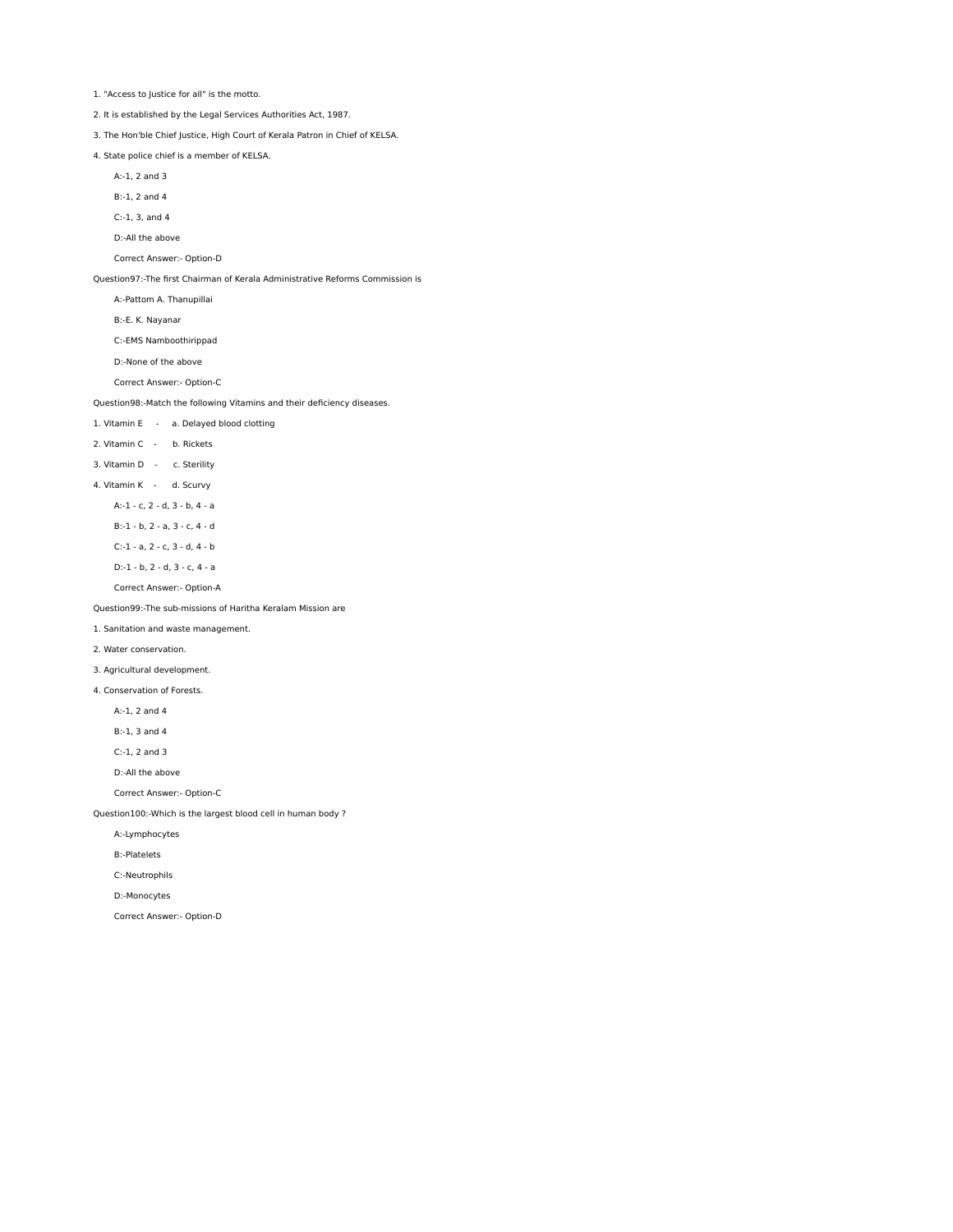1. "Access to Justice for all" is the motto.

2. It is established by the Legal Services Authorities Act, 1987.

3. The Hon'ble Chief Justice, High Court of Kerala Patron in Chief of KELSA.

4. State police chief is a member of KELSA.

A:-1, 2 and 3

B:-1, 2 and 4

C:-1, 3, and 4

D:-All the above

Correct Answer:- Option-D

Question97:-The first Chairman of Kerala Administrative Reforms Commission is

A:-Pattom A. Thanupillai

B:-E. K. Nayanar

C:-EMS Namboothirippad

D:-None of the above

Correct Answer:- Option-C

Question98:-Match the following Vitamins and their deficiency diseases.

1. Vitamin E - a. Delayed blood clotting

2. Vitamin C - b. Rickets

3. Vitamin D - c. Sterility

4. Vitamin K - d. Scurvy

A:-1 - c, 2 - d, 3 - b, 4 - a

B:-1 - b, 2 - a, 3 - c, 4 - d

C:-1 - a, 2 - c, 3 - d, 4 - b

D:-1 - b, 2 - d, 3 - c, 4 - a

Correct Answer:- Option-A

Question99:-The sub-missions of Haritha Keralam Mission are

1. Sanitation and waste management.

2. Water conservation.

3. Agricultural development.

4. Conservation of Forests.

A:-1, 2 and 4

B:-1, 3 and 4

C:-1, 2 and 3

D:-All the above

Correct Answer:- Option-C

Question100:-Which is the largest blood cell in human body ?

A:-Lymphocytes

B:-Platelets

C:-Neutrophils

D:-Monocytes

Correct Answer:- Option-D